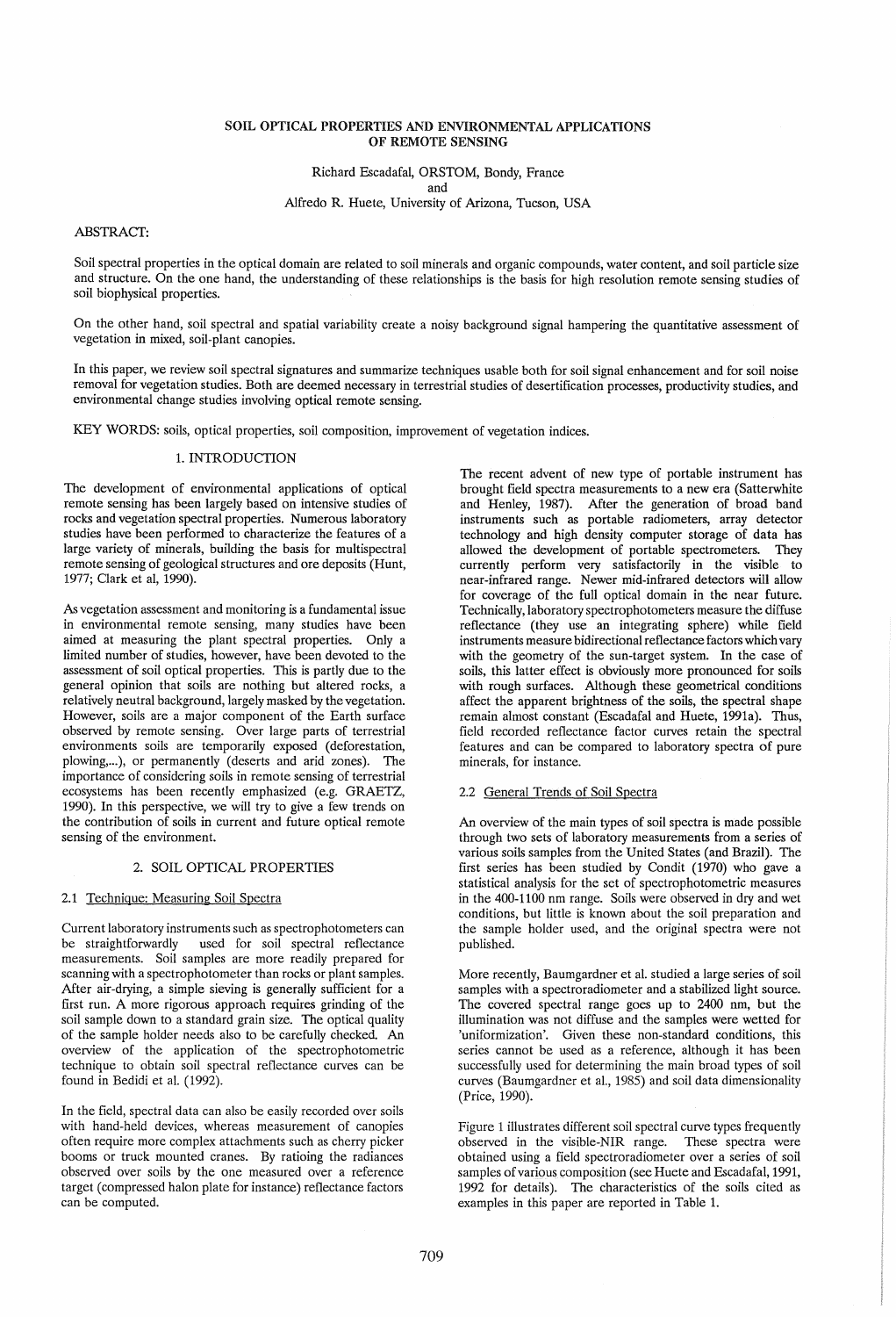# SOIL OPTICAL PROPERTIES AND ENVIRONMENTAL APPLICATIONS OF REMOTE SENSING

Richard Escadafal, ORSTOM, Bondy, France
and
Alfredo R. Huete, University of Arizona, Tucson, USA

ABSTRACT:

Soil spectral properties in the optical domain are related to soil minerals and organic compounds, water content, and soil particle size and structure. On the one hand, the understanding of these relationships is the basis for high resolution remote sensing studies of soil biophysical properties.

On the other hand, soil spectral and spatial variability create a noisy background signal hampering the quantitative assessment of vegetation in mixed, soil-plant canopies.

In this paper, we review soil spectral signatures and summarize techniques usable both for soil signal enhancement and for soil noise removal for vegetation studies. Both are deemed necessary in terrestrial studies of desertification processes, productivity studies, and environmental change studies involving optical remote sensing.

KEY WORDS: soils, optical properties, soil composition, improvement of vegetation indices.

## 1. INTRODUCTION

The development of environmental applications of optical remote sensing has been largely based on intensive studies of rocks and vegetation spectral properties. Numerous laboratory studies have been performed to characterize the features of a large variety of minerals, building the basis for multispectral remote sensing of geological structures and ore deposits (Hunt, 1977; Clark et al, 1990).

As vegetation assessment and monitoring is a fundamental issue in environmental remote sensing, many studies have been aimed at measuring the plant spectral properties. Only a limited number of studies, however, have been devoted to the assessment of soil optical properties. This is partly due to the general opinion that soils are nothing but altered rocks, a relatively neutral background, largely masked by the vegetation. However, soils are a major component of the Earth surface observed by remote sensing. Over large parts of terrestrial environments soils are temporarily exposed (deforestation, plowing,...), or permanently (deserts and arid zones). The importance of considering soils in remote sensing of terrestrial ecosystems has been recently emphasized (e.g. GRAETZ, 1990). In this perspective, we will try to give a few trends on the contribution of soils in current and future optical remote sensing of the environment.

## 2. SOIL OPTICAL PROPERTIES

### 2.1 Technique: Measuring Soil Spectra

Current laboratory instruments such as spectrophotometers can be straightforwardly used for soil spectral reflectance measurements. Soil samples are more readily prepared for scanning with a spectrophotometer than rocks or plant samples. After air-drying, a simple sieving is generally sufficient for a first run. A more rigorous approach requires grinding of the soil sample down to a standard grain size. The optical quality of the sample holder needs also to be carefully checked. An overview of the application of the spectrophotometric technique to obtain soil spectral reflectance curves can be found in Bedidi et al. (1992).

In the field, spectral data can also be easily recorded over soils with hand-held devices, whereas measurement of canopies often require more complex attachments such as cherry picker booms or truck mounted cranes. By ratioing the radiances observed over soils by the one measured over a reference target (compressed halon plate for instance) reflectance factors can be computed.

The recent advent of new type of portable instrument has brought field spectra measurements to a new era (Satterwhite and Henley, 1987). After the generation of broad band instruments such as portable radiometers, array detector technology and high density computer storage of data has allowed the development of portable spectrometers. They currently perform very satisfactorily in the visible to near-infrared range. Newer mid-infrared detectors will allow for coverage of the full optical domain in the near future. Technically, laboratory spectrophotometers measure the diffuse reflectance (they use an integrating sphere) while field instruments measure bidirectional reflectance factors which vary with the geometry of the sun-target system. In the case of soils, this latter effect is obviously more pronounced for soils with rough surfaces. Although these geometrical conditions affect the apparent brightness of the soils, the spectral shape remain almost constant (Escadafal and Huete, 1991a). Thus, field recorded reflectance factor curves retain the spectral features and can be compared to laboratory spectra of pure minerals, for instance.

### 2.2 General Trends of Soil Spectra

An overview of the main types of soil spectra is made possible through two sets of laboratory measurements from a series of various soils samples from the United States (and Brazil). The first series has been studied by Condit (1970) who gave a statistical analysis for the set of spectrophotometric measures in the 400-1100 nm range. Soils were observed in dry and wet conditions, but little is known about the soil preparation and the sample holder used, and the original spectra were not published.

More recently, Baumgardner et al. studied a large series of soil samples with a spectroradiometer and a stabilized light source. The covered spectral range goes up to 2400 nm, but the illumination was not diffuse and the samples were wetted for 'uniformization'. Given these non-standard conditions, this series cannot be used as a reference, although it has been successfully used for determining the main broad types of soil curves (Baumgardner et al., 1985) and soil data dimensionality (Price, 1990).

Figure 1 illustrates different soil spectral curve types frequently observed in the visible-NIR range. These spectra were obtained using a field spectroradiometer over a series of soil samples of various composition (see Huete and Escadafal, 1991, 1992 for details). The characteristics of the soils cited as examples in this paper are reported in Table 1.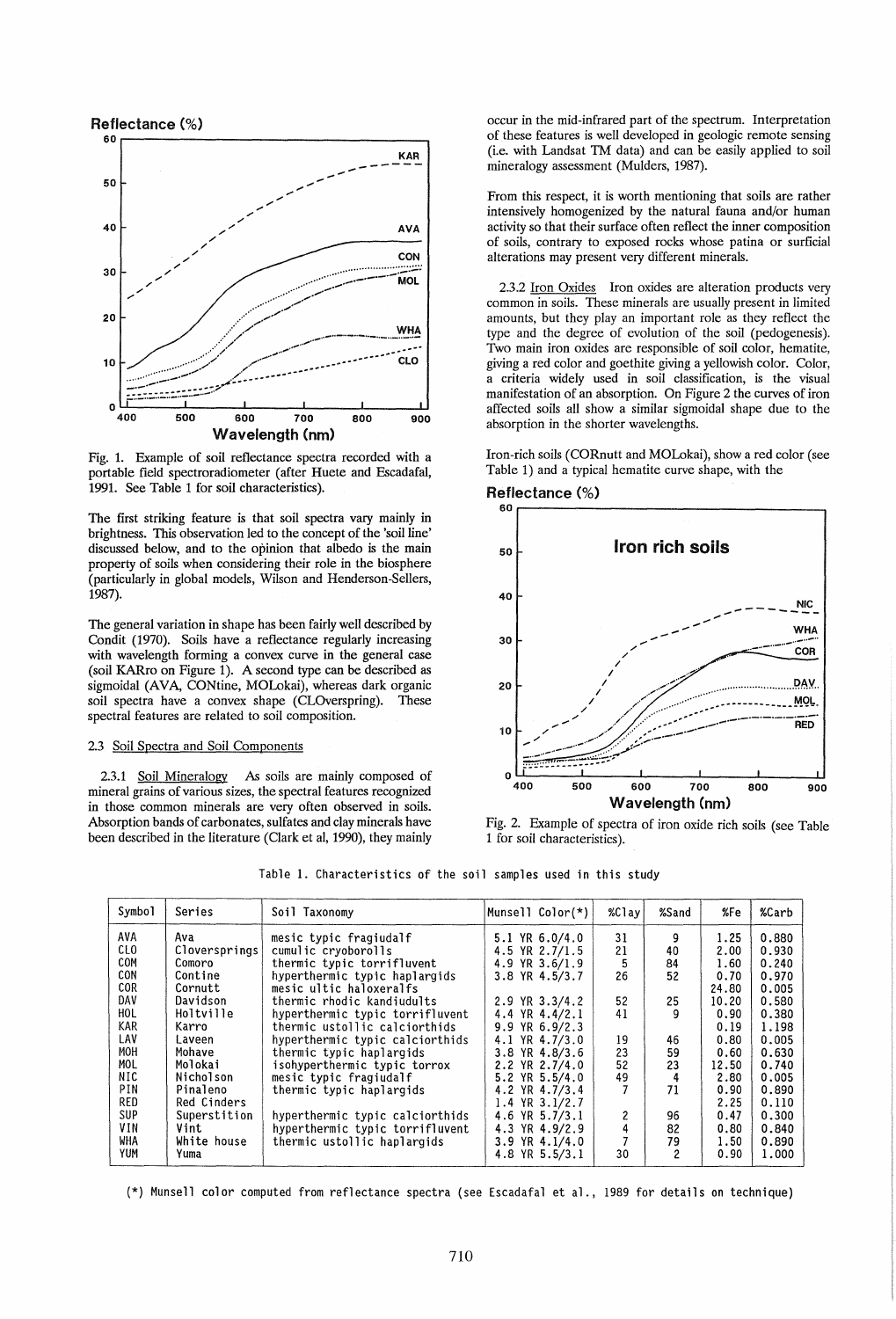Fig. 1. Example of soil reflectance spectra recorded with a portable field spectroradiometer (after Huete and Escadafal, 1991. See Table 1 for soil characteristics).

The first striking feature is that soil spectra vary mainly in brightness. This observation led to the concept of the 'soil line' discussed below, and to the opinion that albedo is the main property of soils when considering their role in the biosphere (particularly in global models, Wilson and Henderson-Sellers, 1987).

The general variation in shape has been fairly well described by Condit (1970). Soils have a reflectance regularly increasing with wavelength forming a convex curve in the general case (soil KARro on Figure 1). A second type can be described as sigmoidal (AVA, CONtine, MOLokai), whereas dark organic soil spectra have a convex shape (CLOverspring). These spectral features are related to soil composition.

### 2.3 Soil Spectra and Soil Components

2.3.1 Soil Mineralogy As soils are mainly composed of mineral grains of various sizes, the spectral features recognized in those common minerals are very often observed in soils. Absorption bands of carbonates, sulfates and clay minerals have been described in the literature (Clark et al, 1990), they mainly occur in the mid-infrared part of the spectrum. Interpretation of these features is well developed in geologic remote sensing (i.e. with Landsat TM data) and can be easily applied to soil mineralogy assessment (Mulders, 1987).

From this respect, it is worth mentioning that soils are rather intensively homogenized by the natural fauna and/or human activity so that their surface often reflect the inner composition of soils, contrary to exposed rocks whose patina or surficial alterations may present very different minerals.

2.3.2 Iron Oxides Iron oxides are alteration products very common in soils. These minerals are usually present in limited amounts, but they play an important role as they reflect the type and the degree of evolution of the soil (pedogenesis). Two main iron oxides are responsible of soil color, hematite, giving a red color and goethite giving a yellowish color. Color, a criteria widely used in soil classification, is the visual manifestation of an absorption. On Figure 2 the curves of iron affected soils all show a similar sigmoidal shape due to the absorption in the shorter wavelengths.

Iron-rich soils (CORnutt and MOLokai), show a red color (see Table 1) and a typical hematite curve shape, with the

Fig. 2. Example of spectra of iron oxide rich soils (see Table 1 for soil characteristics).

Table 1. Characteristics of the soil samples used in this study

| Symbol | Series | Soil Taxonomy | Munsell Color(*) | %Clay | %Sand | %Fe | %Carb |
|---|---|---|---|---|---|---|---|
| AVA | Ava | mesic typic fragiudalf | 5.1 YR 6.0/4.0 | 31 | 9 | 1.25 | 0.880 |
| CLO | Cloversprings | cumulic cryoborolls | 4.5 YR 2.7/1.5 | 21 | 40 | 2.00 | 0.930 |
| COM | Comoro | thermic typic torrifluvent | 4.9 YR 3.6/1.9 | 5 | 84 | 1.60 | 0.240 |
| CON | Contine | hyperthermic typic haplargids | 3.8 YR 4.5/3.7 | 26 | 52 | 0.70 | 0.970 |
| COR | Cornutt | mesic ultic haloxeralfs | | | | 24.80 | 0.005 |
| DAV | Davidson | thermic rhodic kandiudults | 2.9 YR 3.3/4.2 | 52 | 25 | 10.20 | 0.580 |
| HOL | Holtville | hyperthermic typic torrifluvent | 4.4 YR 4.4/2.1 | 41 | 9 | 0.90 | 0.380 |
| KAR | Karro | thermic ustollic calciorthids | 9.9 YR 6.9/2.3 | | | 0.19 | 1.198 |
| LAV | Laveen | hyperthermic typic calciorthids | 4.1 YR 4.7/3.0 | 19 | 46 | 0.80 | 0.005 |
| MOH | Mohave | thermic typic haplargids | 3.8 YR 4.8/3.6 | 23 | 59 | 0.60 | 0.630 |
| MOL | Molokai | isohyperthermic typic torrox | 2.2 YR 2.7/4.0 | 52 | 23 | 12.50 | 0.740 |
| NIC | Nicholson | mesic typic fragiudalf | 5.2 YR 5.5/4.0 | 49 | 4 | 2.80 | 0.005 |
| PIN | Pinaleno | thermic typic haplargids | 4.2 YR 4.7/3.4 | 7 | 71 | 0.90 | 0.890 |
| RED | Red Cinders | | 1.4 YR 3.1/2.7 | | | 2.25 | 0.110 |
| SUP | Superstition | hyperthermic typic calciorthids | 4.6 YR 5.7/3.1 | 2 | 96 | 0.47 | 0.300 |
| VIN | Vint | hyperthermic typic torrifluvent | 4.3 YR 4.9/2.9 | 4 | 82 | 0.80 | 0.840 |
| WHA | White house | thermic ustollic haplargids | 3.9 YR 4.1/4.0 | 7 | 79 | 1.50 | 0.890 |
| YUM | Yuma | | 4.8 YR 5.5/3.1 | 30 | 2 | 0.90 | 1.000 |

(*) Munsell color computed from reflectance spectra (see Escadafal et al., 1989 for details on technique)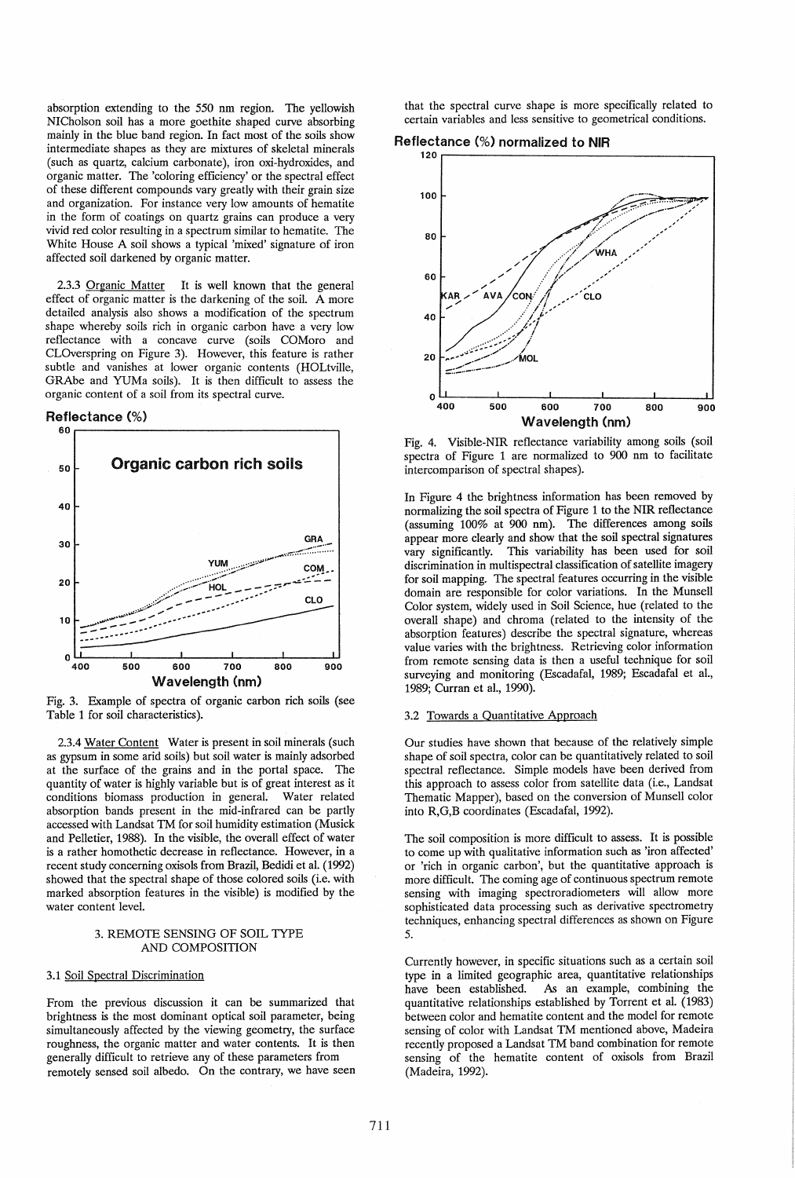absorption extending to the 550 nm region. The yellowish NICholson soil has a more goethite shaped curve absorbing mainly in the blue band region. In fact most of the soils show intermediate shapes as they are mixtures of skeletal minerals (such as quartz, calcium carbonate), iron oxi-hydroxides, and organic matter. The 'coloring efficiency' or the spectral effect of these different compounds vary greatly with their grain size and organization. For instance very low amounts of hematite in the form of coatings on quartz grains can produce a very vivid red color resulting in a spectrum similar to hematite. The White House A soil shows a typical 'mixed' signature of iron affected soil darkened by organic matter.

2.3.3 Organic Matter It is well known that the general effect of organic matter is the darkening of the soil. A more detailed analysis also shows a modification of the spectrum shape whereby soils rich in organic carbon have a very low reflectance with a concave curve (soils COMoro and CLOverspring on Figure 3). However, this feature is rather subtle and vanishes at lower organic contents (HOLtville, GRAbe and YUMa soils). It is then difficult to assess the organic content of a soil from its spectral curve.

Fig. 3. Example of spectra of organic carbon rich soils (see Table 1 for soil characteristics).

2.3.4 Water Content Water is present in soil minerals (such as gypsum in some arid soils) but soil water is mainly adsorbed at the surface of the grains and in the portal space. The quantity of water is highly variable but is of great interest as it conditions biomass production in general. Water related absorption bands present in the mid-infrared can be partly accessed with Landsat TM for soil humidity estimation (Musick and Pelletier, 1988). In the visible, the overall effect of water is a rather homothetic decrease in reflectance. However, in a recent study concerning oxisols from Brazil, Bedidi et al. (1992) showed that the spectral shape of those colored soils (i.e. with marked absorption features in the visible) is modified by the water content level.

## 3. REMOTE SENSING OF SOIL TYPE AND COMPOSITION

### 3.1 Soil Spectral Discrimination

From the previous discussion it can be summarized that brightness is the most dominant optical soil parameter, being simultaneously affected by the viewing geometry, the surface roughness, the organic matter and water contents. It is then generally difficult to retrieve any of these parameters from remotely sensed soil albedo. On the contrary, we have seen that the spectral curve shape is more specifically related to certain variables and less sensitive to geometrical conditions.

Fig. 4. Visible-NIR reflectance variability among soils (soil spectra of Figure 1 are normalized to 900 nm to facilitate intercomparison of spectral shapes).

In Figure 4 the brightness information has been removed by normalizing the soil spectra of Figure 1 to the NIR reflectance (assuming 100% at 900 nm). The differences among soils appear more clearly and show that the soil spectral signatures vary significantly. This variability has been used for soil discrimination in multispectral classification of satellite imagery for soil mapping. The spectral features occurring in the visible domain are responsible for color variations. In the Munsell Color system, widely used in Soil Science, hue (related to the overall shape) and chroma (related to the intensity of the absorption features) describe the spectral signature, whereas value varies with the brightness. Retrieving color information from remote sensing data is then a useful technique for soil surveying and monitoring (Escadafal, 1989; Escadafal et al., 1989; Curran et al., 1990).

### 3.2 Towards a Quantitative Approach

Our studies have shown that because of the relatively simple shape of soil spectra, color can be quantitatively related to soil spectral reflectance. Simple models have been derived from this approach to assess color from satellite data (i.e., Landsat Thematic Mapper), based on the conversion of Munsell color into R,G,B coordinates (Escadafal, 1992).

The soil composition is more difficult to assess. It is possible to come up with qualitative information such as 'iron affected' or 'rich in organic carbon', but the quantitative approach is more difficult. The coming age of continuous spectrum remote sensing with imaging spectroradiometers will allow more sophisticated data processing such as derivative spectrometry techniques, enhancing spectral differences as shown on Figure 5.

Currently however, in specific situations such as a certain soil type in a limited geographic area, quantitative relationships have been established. As an example, combining the quantitative relationships established by Torrent et al. (1983) between color and hematite content and the model for remote sensing of color with Landsat TM mentioned above, Madeira recently proposed a Landsat TM band combination for remote sensing of the hematite content of oxisols from Brazil (Madeira, 1992).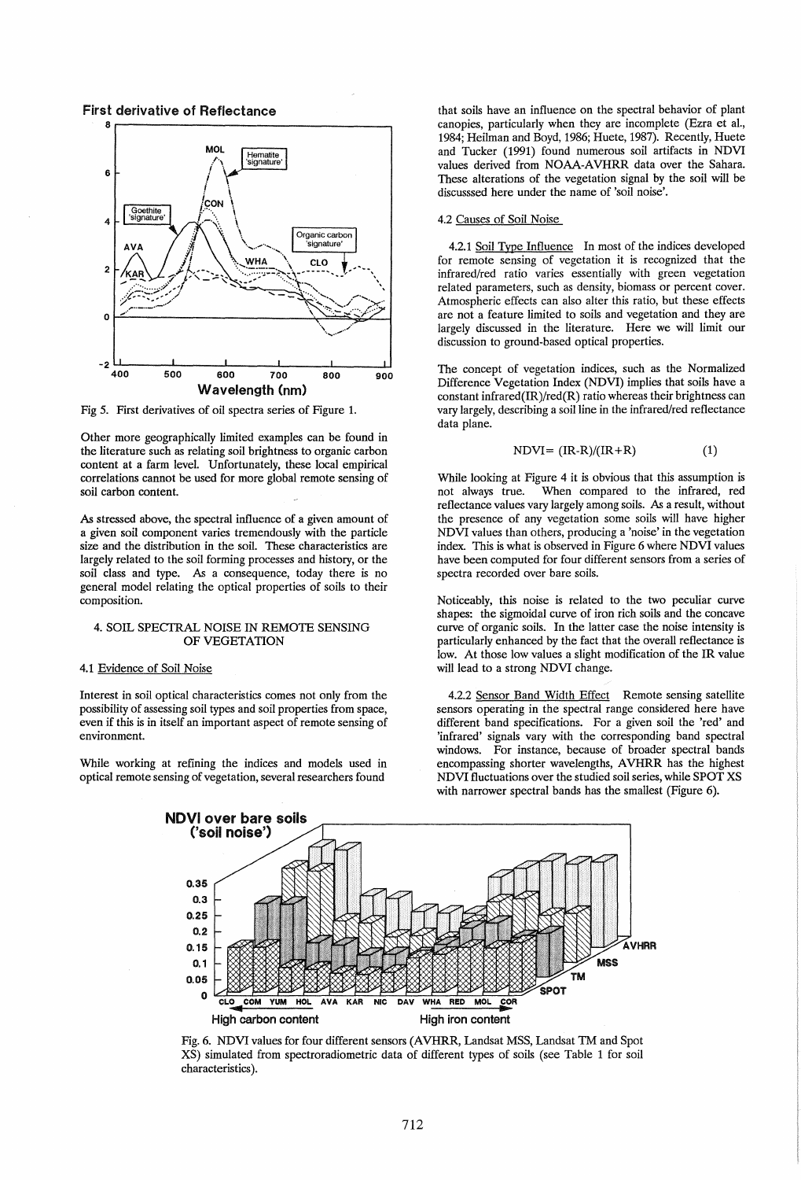Fig 5. First derivatives of oil spectra series of Figure 1.

Other more geographically limited examples can be found in the literature such as relating soil brightness to organic carbon content at a farm level. Unfortunately, these local empirical correlations cannot be used for more global remote sensing of soil carbon content.

As stressed above, the spectral influence of a given amount of a given soil component varies tremendously with the particle size and the distribution in the soil. These characteristics are largely related to the soil forming processes and history, or the soil class and type. As a consequence, today there is no general model relating the optical properties of soils to their composition.

## 4. SOIL SPECTRAL NOISE IN REMOTE SENSING OF VEGETATION

### 4.1 Evidence of Soil Noise

Interest in soil optical characteristics comes not only from the possibility of assessing soil types and soil properties from space, even if this is in itself an important aspect of remote sensing of environment.

While working at refining the indices and models used in optical remote sensing of vegetation, several researchers found that soils have an influence on the spectral behavior of plant canopies, particularly when they are incomplete (Ezra et al., 1984; Heilman and Boyd, 1986; Huete, 1987). Recently, Huete and Tucker (1991) found numerous soil artifacts in NDVI values derived from NOAA-AVHRR data over the Sahara. These alterations of the vegetation signal by the soil will be discusssed here under the name of 'soil noise'.

### 4.2 Causes of Soil Noise

4.2.1 Soil Type Influence In most of the indices developed for remote sensing of vegetation it is recognized that the infrared/red ratio varies essentially with green vegetation related parameters, such as density, biomass or percent cover. Atmospheric effects can also alter this ratio, but these effects are not a feature limited to soils and vegetation and they are largely discussed in the literature. Here we will limit our discussion to ground-based optical properties.

The concept of vegetation indices, such as the Normalized Difference Vegetation Index (NDVI) implies that soils have a constant infrared(IR)/red(R) ratio whereas their brightness can vary largely, describing a soil line in the infrared/red reflectance data plane.

$$NDVI = (IR-R)/(IR+R) \qquad (1)$$

While looking at Figure 4 it is obvious that this assumption is not always true. When compared to the infrared, red reflectance values vary largely among soils. As a result, without the presence of any vegetation some soils will have higher NDVI values than others, producing a 'noise' in the vegetation index. This is what is observed in Figure 6 where NDVI values have been computed for four different sensors from a series of spectra recorded over bare soils.

Noticeably, this noise is related to the two peculiar curve shapes: the sigmoidal curve of iron rich soils and the concave curve of organic soils. In the latter case the noise intensity is particularly enhanced by the fact that the overall reflectance is low. At those low values a slight modification of the IR value will lead to a strong NDVI change.

4.2.2 Sensor Band Width Effect Remote sensing satellite sensors operating in the spectral range considered here have different band specifications. For a given soil the 'red' and 'infrared' signals vary with the corresponding band spectral windows. For instance, because of broader spectral bands encompassing shorter wavelengths, AVHRR has the highest NDVI fluctuations over the studied soil series, while SPOT XS with narrower spectral bands has the smallest (Figure 6).

Fig. 6. NDVI values for four different sensors (AVHRR, Landsat MSS, Landsat TM and Spot XS) simulated from spectroradiometric data of different types of soils (see Table 1 for soil characteristics).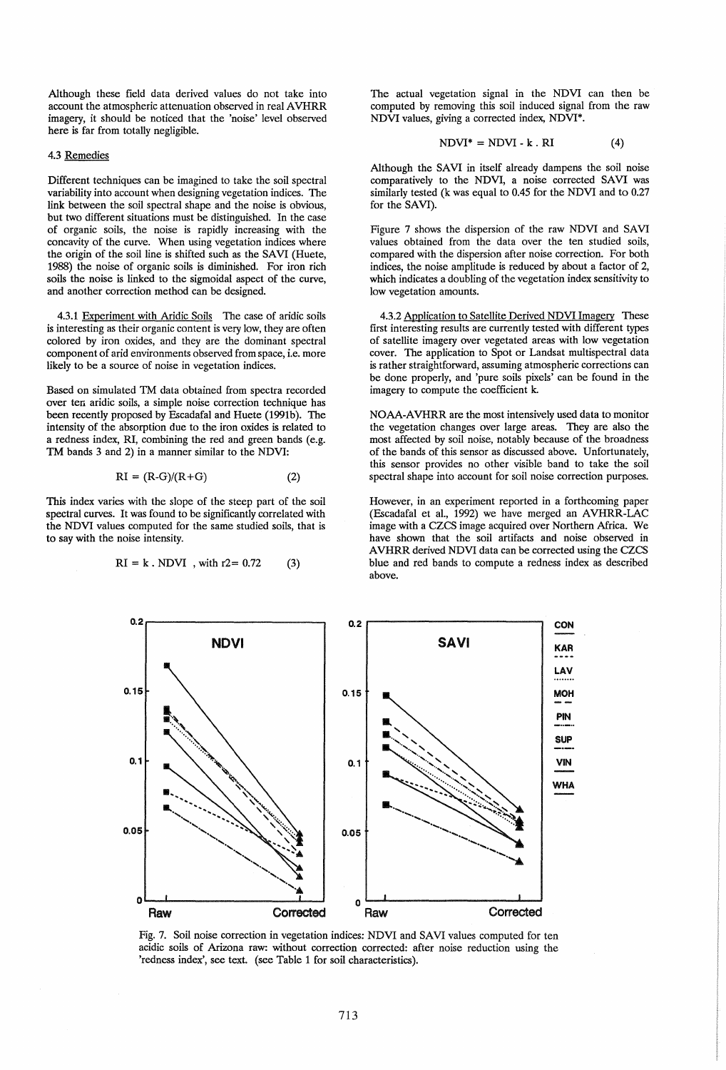Although these field data derived values do not take into account the atmospheric attenuation observed in real AVHRR imagery, it should be noticed that the 'noise' level observed here is far from totally negligible.

### 4.3 Remedies

Different techniques can be imagined to take the soil spectral variability into account when designing vegetation indices. The link between the soil spectral shape and the noise is obvious, but two different situations must be distinguished. In the case of organic soils, the noise is rapidly increasing with the concavity of the curve. When using vegetation indices where the origin of the soil line is shifted such as the SAVI (Huete, 1988) the noise of organic soils is diminished. For iron rich soils the noise is linked to the sigmoidal aspect of the curve, and another correction method can be designed.

#### 4.3.1 Experiment with Aridic Soils

The case of aridic soils is interesting as their organic content is very low, they are often colored by iron oxides, and they are the dominant spectral component of arid environments observed from space, i.e. more likely to be a source of noise in vegetation indices.

Based on simulated TM data obtained from spectra recorded over ten aridic soils, a simple noise correction technique has been recently proposed by Escadafal and Huete (1991b). The intensity of the absorption due to the iron oxides is related to a redness index, RI, combining the red and green bands (e.g. TM bands 3 and 2) in a manner similar to the NDVI:

$$RI = (R-G)/(R+G) \qquad (2)$$

This index varies with the slope of the steep part of the soil spectral curves. It was found to be significantly correlated with the NDVI values computed for the same studied soils, that is to say with the noise intensity.

$$RI = k \cdot NDVI \text{ , with } r2= 0.72 \qquad (3)$$

The actual vegetation signal in the NDVI can then be computed by removing this soil induced signal from the raw NDVI values, giving a corrected index, NDVI*.

$$NDVI^* = NDVI - k \cdot RI \qquad (4)$$

Although the SAVI in itself already dampens the soil noise comparatively to the NDVI, a noise corrected SAVI was similarly tested (k was equal to 0.45 for the NDVI and to 0.27 for the SAVI).

Figure 7 shows the dispersion of the raw NDVI and SAVI values obtained from the data over the ten studied soils, compared with the dispersion after noise correction. For both indices, the noise amplitude is reduced by about a factor of 2, which indicates a doubling of the vegetation index sensitivity to low vegetation amounts.

#### 4.3.2 Application to Satellite Derived NDVI Imagery

These first interesting results are currently tested with different types of satellite imagery over vegetated areas with low vegetation cover. The application to Spot or Landsat multispectral data is rather straightforward, assuming atmospheric corrections can be done properly, and 'pure soils pixels' can be found in the imagery to compute the coefficient k.

NOAA-AVHRR are the most intensively used data to monitor the vegetation changes over large areas. They are also the most affected by soil noise, notably because of the broadness of the bands of this sensor as discussed above. Unfortunately, this sensor provides no other visible band to take the soil spectral shape into account for soil noise correction purposes.

However, in an experiment reported in a forthcoming paper (Escadafal et al., 1992) we have merged an AVHRR-LAC image with a CZCS image acquired over Northern Africa. We have shown that the soil artifacts and noise observed in AVHRR derived NDVI data can be corrected using the CZCS blue and red bands to compute a redness index as described above.

Fig. 7. Soil noise correction in vegetation indices: NDVI and SAVI values computed for ten acidic soils of Arizona raw: without correction corrected: after noise reduction using the 'redness index', see text. (see Table 1 for soil characteristics).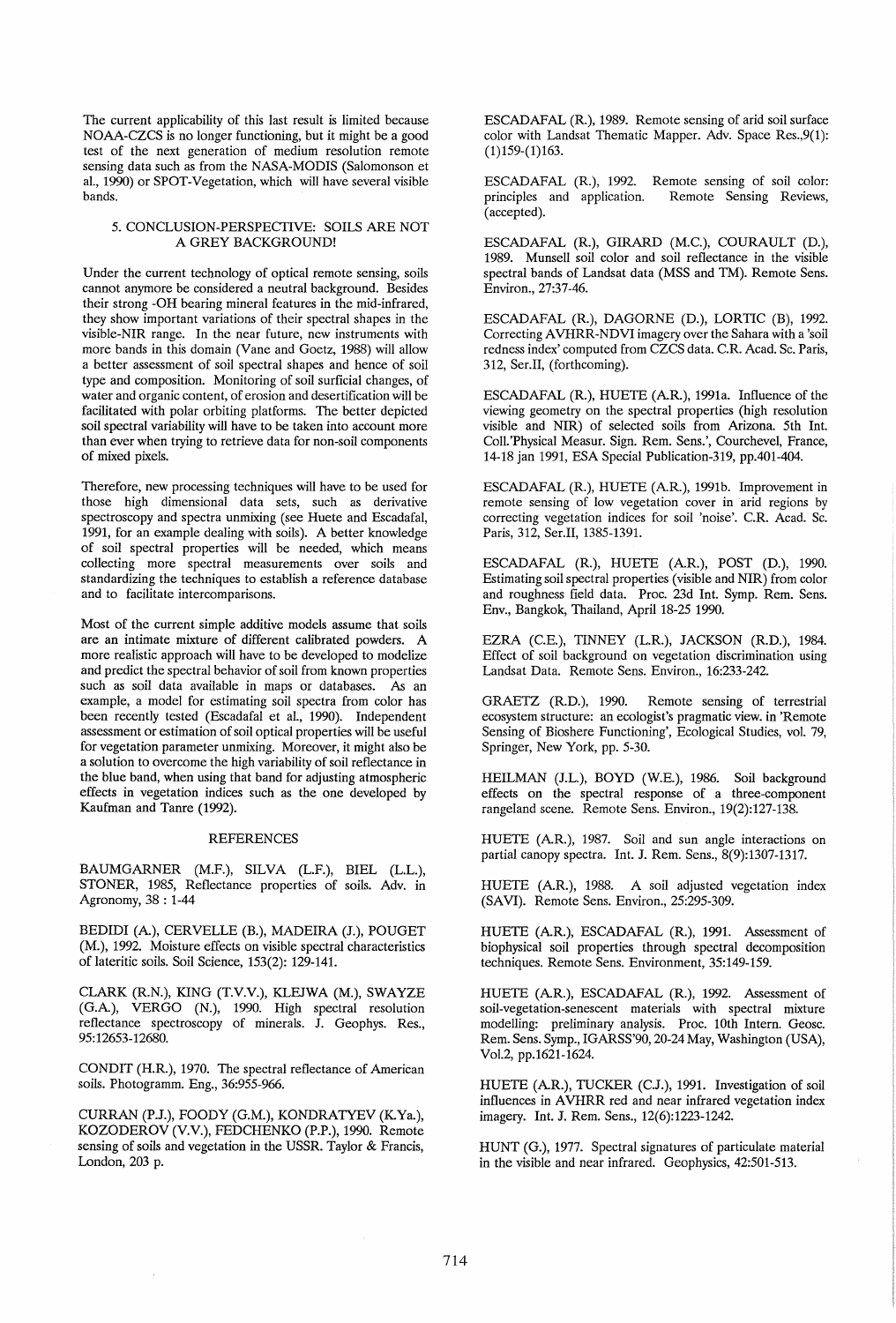The current applicability of this last result is limited because NOAA-CZCS is no longer functioning, but it might be a good test of the next generation of medium resolution remote sensing data such as from the NASA-MODIS (Salomonson et al., 1990) or SPOT-Vegetation, which will have several visible bands.

## 5. CONCLUSION-PERSPECTIVE: SOILS ARE NOT A GREY BACKGROUND!

Under the current technology of optical remote sensing, soils cannot anymore be considered a neutral background. Besides their strong -OH bearing mineral features in the mid-infrared, they show important variations of their spectral shapes in the visible-NIR range. In the near future, new instruments with more bands in this domain (Vane and Goetz, 1988) will allow a better assessment of soil spectral shapes and hence of soil type and composition. Monitoring of soil surficial changes, of water and organic content, of erosion and desertification will be facilitated with polar orbiting platforms. The better depicted soil spectral variability will have to be taken into account more than ever when trying to retrieve data for non-soil components of mixed pixels.

Therefore, new processing techniques will have to be used for those high dimensional data sets, such as derivative spectroscopy and spectra unmixing (see Huete and Escadafal, 1991, for an example dealing with soils). A better knowledge of soil spectral properties will be needed, which means collecting more spectral measurements over soils and standardizing the techniques to establish a reference database and to facilitate intercomparisons.

Most of the current simple additive models assume that soils are an intimate mixture of different calibrated powders. A more realistic approach will have to be developed to modelize and predict the spectral behavior of soil from known properties such as soil data available in maps or databases. As an example, a model for estimating soil spectra from color has been recently tested (Escadafal et al., 1990). Independent assessment or estimation of soil optical properties will be useful for vegetation parameter unmixing. Moreover, it might also be a solution to overcome the high variability of soil reflectance in the blue band, when using that band for adjusting atmospheric effects in vegetation indices such as the one developed by Kaufman and Tanre (1992).

## REFERENCES

BAUMGARNER (M.F.), SILVA (L.F.), BIEL (L.L.), STONER, 1985, Reflectance properties of soils. Adv. in Agronomy, 38 : 1-44

BEDIDI (A.), CERVELLE (B.), MADEIRA (J.), POUGET (M.), 1992. Moisture effects on visible spectral characteristics of lateritic soils. Soil Science, 153(2): 129-141.

CLARK (R.N.), KING (T.V.V.), KLEJWA (M.), SWAYZE (G.A.), VERGO (N.), 1990. High spectral resolution reflectance spectroscopy of minerals. J. Geophys. Res., 95:12653-12680.

CONDIT (H.R.), 1970. The spectral reflectance of American soils. Photogramm. Eng., 36:955-966.

CURRAN (P.J.), FOODY (G.M.), KONDRATYEV (K.Ya.), KOZODEROV (V.V.), FEDCHENKO (P.P.), 1990. Remote sensing of soils and vegetation in the USSR. Taylor & Francis, London, 203 p.

ESCADAFAL (R.), 1989. Remote sensing of arid soil surface color with Landsat Thematic Mapper. Adv. Space Res.,9(1): (1)159-(1)163.

ESCADAFAL (R.), 1992. Remote sensing of soil color: principles and application. Remote Sensing Reviews, (accepted).

ESCADAFAL (R.), GIRARD (M.C.), COURAULT (D.), 1989. Munsell soil color and soil reflectance in the visible spectral bands of Landsat data (MSS and TM). Remote Sens. Environ., 27:37-46.

ESCADAFAL (R.), DAGORNE (D.), LORTIC (B), 1992. Correcting AVHRR-NDVI imagery over the Sahara with a 'soil redness index' computed from CZCS data. C.R. Acad. Sc. Paris, 312, Ser.II, (forthcoming).

ESCADAFAL (R.), HUETE (A.R.), 1991a. Influence of the viewing geometry on the spectral properties (high resolution visible and NIR) of selected soils from Arizona. 5th Int. Coll.'Physical Measur. Sign. Rem. Sens.', Courchevel, France, 14-18 jan 1991, ESA Special Publication-319, pp.401-404.

ESCADAFAL (R.), HUETE (A.R.), 1991b. Improvement in remote sensing of low vegetation cover in arid regions by correcting vegetation indices for soil 'noise'. C.R. Acad. Sc. Paris, 312, Ser.II, 1385-1391.

ESCADAFAL (R.), HUETE (A.R.), POST (D.), 1990. Estimating soil spectral properties (visible and NIR) from color and roughness field data. Proc. 23d Int. Symp. Rem. Sens. Env., Bangkok, Thailand, April 18-25 1990.

EZRA (C.E.), TINNEY (L.R.), JACKSON (R.D.), 1984. Effect of soil background on vegetation discrimination using Landsat Data. Remote Sens. Environ., 16:233-242.

GRAETZ (R.D.), 1990. Remote sensing of terrestrial ecosystem structure: an ecologist's pragmatic view. in 'Remote Sensing of Bioshere Functioning', Ecological Studies, vol. 79, Springer, New York, pp. 5-30.

HEILMAN (J.L.), BOYD (W.E.), 1986. Soil background effects on the spectral response of a three-component rangeland scene. Remote Sens. Environ., 19(2):127-138.

HUETE (A.R.), 1987. Soil and sun angle interactions on partial canopy spectra. Int. J. Rem. Sens., 8(9):1307-1317.

HUETE (A.R.), 1988. A soil adjusted vegetation index (SAVI). Remote Sens. Environ., 25:295-309.

HUETE (A.R.), ESCADAFAL (R.), 1991. Assessment of biophysical soil properties through spectral decomposition techniques. Remote Sens. Environment, 35:149-159.

HUETE (A.R.), ESCADAFAL (R.), 1992. Assessment of soil-vegetation-senescent materials with spectral mixture modelling: preliminary analysis. Proc. 10th Intern. Geosc. Rem. Sens. Symp., IGARSS'90, 20-24 May, Washington (USA), Vol.2, pp.1621-1624.

HUETE (A.R.), TUCKER (C.J.), 1991. Investigation of soil influences in AVHRR red and near infrared vegetation index imagery. Int. J. Rem. Sens., 12(6):1223-1242.

HUNT (G.), 1977. Spectral signatures of particulate material in the visible and near infrared. Geophysics, 42:501-513.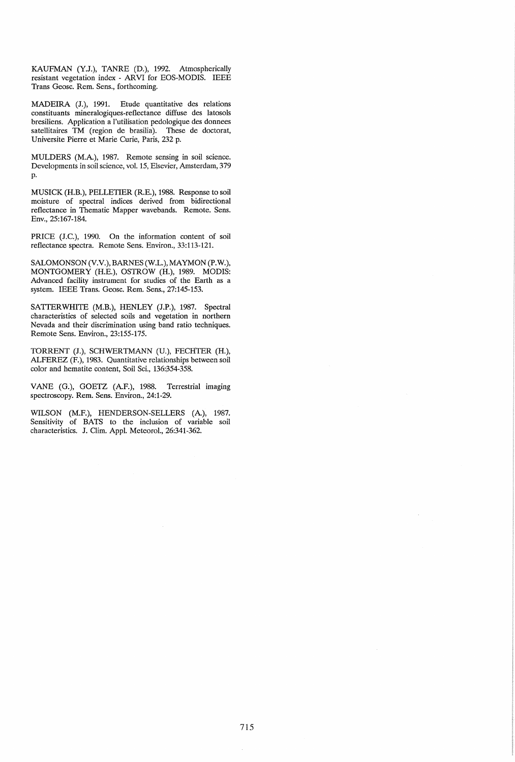KAUFMAN (Y.J.), TANRE (D.), 1992. Atmospherically resistant vegetation index - ARVI for EOS-MODIS. IEEE Trans Geosc. Rem. Sens., forthcoming.

MADEIRA (J.), 1991. Etude quantitative des relations constituants mineralogiques-reflectance diffuse des latosols bresiliens. Application a l'utilisation pedologique des donnees satellitaires TM (region de brasilia). These de doctorat, Universite Pierre et Marie Curie, Paris, 232 p.

MULDERS (M.A.), 1987. Remote sensing in soil science. Developments in soil science, vol. 15, Elsevier, Amsterdam, 379 p.

MUSICK (H.B.), PELLETIER (R.E.), 1988. Response to soil moisture of spectral indices derived from bidirectional reflectance in Thematic Mapper wavebands. Remote. Sens. Env., 25:167-184.

PRICE (J.C.), 1990. On the information content of soil reflectance spectra. Remote Sens. Environ., 33:113-121.

SALOMONSON (V.V.), BARNES (W.L.), MAYMON (P.W.), MONTGOMERY (H.E.), OSTROW (H.), 1989. MODIS: Advanced facility instrument for studies of the Earth as a system. IEEE Trans. Geosc. Rem. Sens., 27:145-153.

SATTERWHITE (M.B.), HENLEY (J.P.), 1987. Spectral characteristics of selected soils and vegetation in northern Nevada and their discrimination using band ratio techniques. Remote Sens. Environ., 23:155-175.

TORRENT (J.), SCHWERTMANN (U.), FECHTER (H.), ALFEREZ (F.), 1983. Quantitative relationships between soil color and hematite content, Soil Sci., 136:354-358.

VANE (G.), GOETZ (A.F.), 1988. Terrestrial imaging spectroscopy. Rem. Sens. Environ., 24:1-29.

WILSON (M.F.), HENDERSON-SELLERS (A.), 1987. Sensitivity of BATS to the inclusion of variable soil characteristics. J. Clim. Appl. Meteorol., 26:341-362.